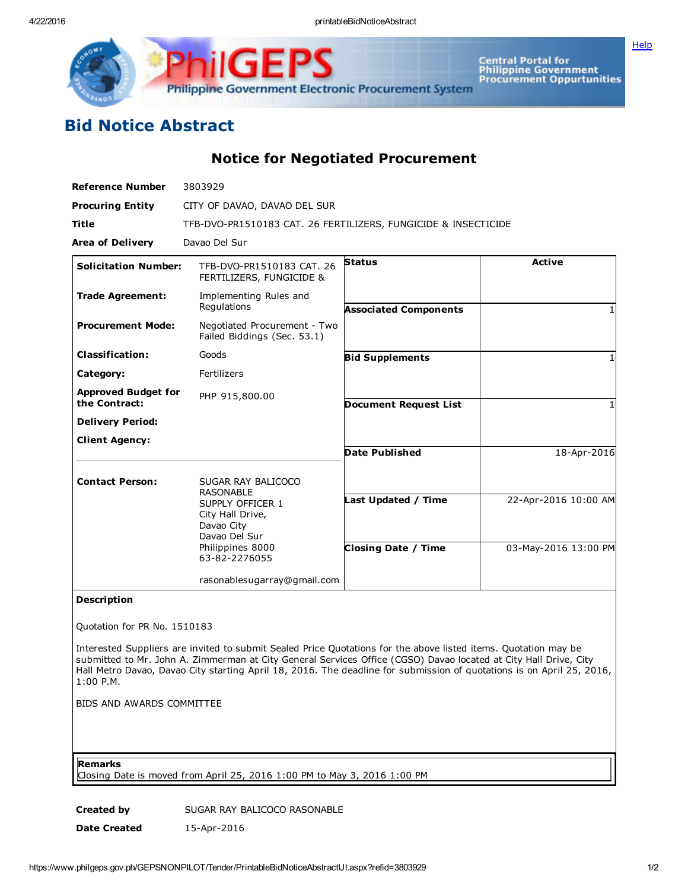# Bid Notice Abstract

## Notice for Negotiated Procurement

**Reference Number** 3803929

**Procuring Entity** CITY OF DAVAO, DAVAO DEL SUR

**Title** TFB-DVO-PR1510183 CAT. 26 FERTILIZERS, FUNGICIDE & INSECTICIDE

**Area of Delivery** Davao Del Sur

| | | | |
|---|---|---|---|
| **Solicitation Number:** | TFB-DVO-PR1510183 CAT. 26 FERTILIZERS, FUNGICIDE & | **Status** | **Active** |
| **Trade Agreement:** | Implementing Rules and Regulations | **Associated Components** | 1 |
| **Procurement Mode:** | Negotiated Procurement - Two Failed Biddings (Sec. 53.1) | | |
| **Classification:** | Goods | **Bid Supplements** | 1 |
| **Category:** | Fertilizers | | |
| **Approved Budget for the Contract:** | PHP 915,800.00 | **Document Request List** | 1 |
| **Delivery Period:** | | | |
| **Client Agency:** | | **Date Published** | 18-Apr-2016 |
| **Contact Person:** | SUGAR RAY BALICOCO RASONABLE<br>SUPPLY OFFICER 1<br>City Hall Drive,<br>Davao City<br>Davao Del Sur<br>Philippines 8000<br>63-82-2276055<br><br>rasonablesugarray@gmail.com | **Last Updated / Time** | 22-Apr-2016 10:00 AM |
| | | **Closing Date / Time** | 03-May-2016 13:00 PM |

**Description**

Quotation for PR No. 1510183

Interested Suppliers are invited to submit Sealed Price Quotations for the above listed items. Quotation may be submitted to Mr. John A. Zimmerman at City General Services Office (CGSO) Davao located at City Hall Drive, City Hall Metro Davao, Davao City starting April 18, 2016. The deadline for submission of quotations is on April 25, 2016, 1:00 P.M.

BIDS AND AWARDS COMMITTEE

**Remarks**

Closing Date is moved from April 25, 2016 1:00 PM to May 3, 2016 1:00 PM

**Created by** SUGAR RAY BALICOCO RASONABLE

**Date Created** 15-Apr-2016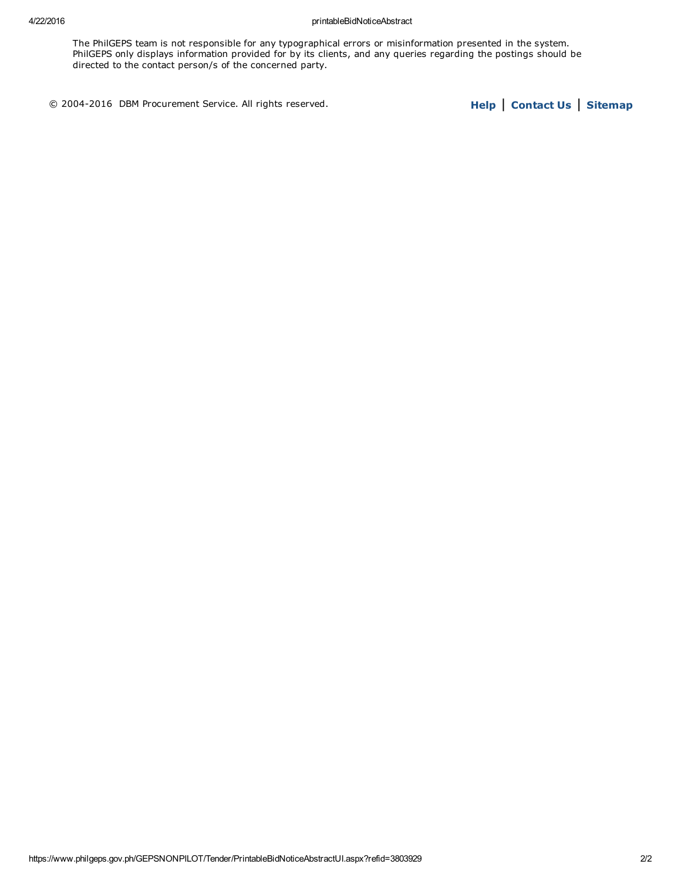The PhilGEPS team is not responsible for any typographical errors or misinformation presented in the system. PhilGEPS only displays information provided for by its clients, and any queries regarding the postings should be directed to the contact person/s of the concerned party.

© 2004-2016 DBM Procurement Service. All rights reserved.

**Help** | **Contact Us** | **Sitemap**